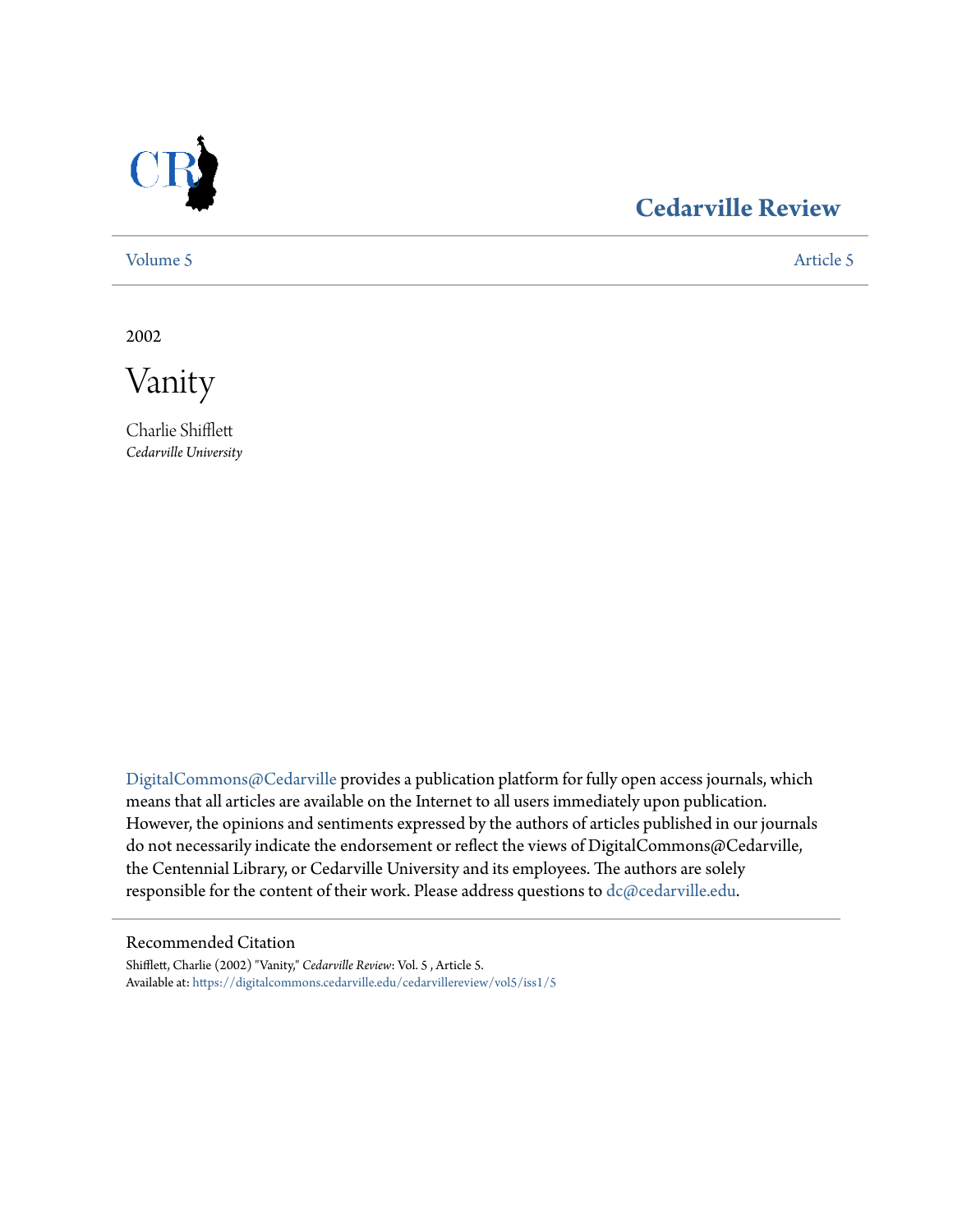# Cedarville Review

Volume 5 | Article 5

2002

# Vanity

Charlie Shifflett
*Cedarville University*

DigitalCommons@Cedarville provides a publication platform for fully open access journals, which means that all articles are available on the Internet to all users immediately upon publication. However, the opinions and sentiments expressed by the authors of articles published in our journals do not necessarily indicate the endorsement or reflect the views of DigitalCommons@Cedarville, the Centennial Library, or Cedarville University and its employees. The authors are solely responsible for the content of their work. Please address questions to dc@cedarville.edu.

## Recommended Citation

Shifflett, Charlie (2002) "Vanity," *Cedarville Review*: Vol. 5 , Article 5.
Available at: https://digitalcommons.cedarville.edu/cedarvillereview/vol5/iss1/5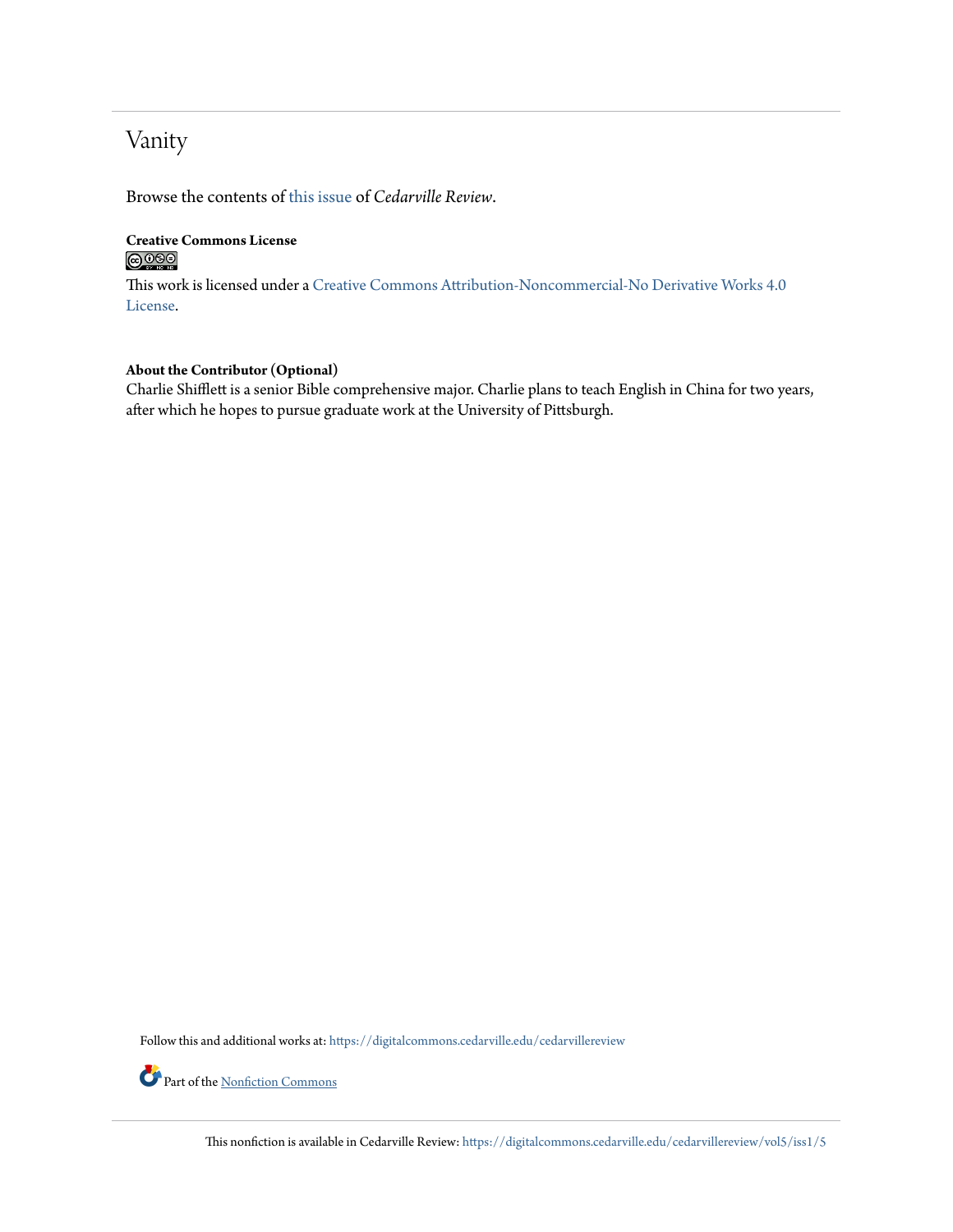# Vanity

Browse the contents of this issue of *Cedarville Review*.

**Creative Commons License**

This work is licensed under a Creative Commons Attribution-Noncommercial-No Derivative Works 4.0 License.

**About the Contributor (Optional)**

Charlie Shifflett is a senior Bible comprehensive major. Charlie plans to teach English in China for two years, after which he hopes to pursue graduate work at the University of Pittsburgh.

Follow this and additional works at: https://digitalcommons.cedarville.edu/cedarvillereview

Part of the Nonfiction Commons

This nonfiction is available in Cedarville Review: https://digitalcommons.cedarville.edu/cedarvillereview/vol5/iss1/5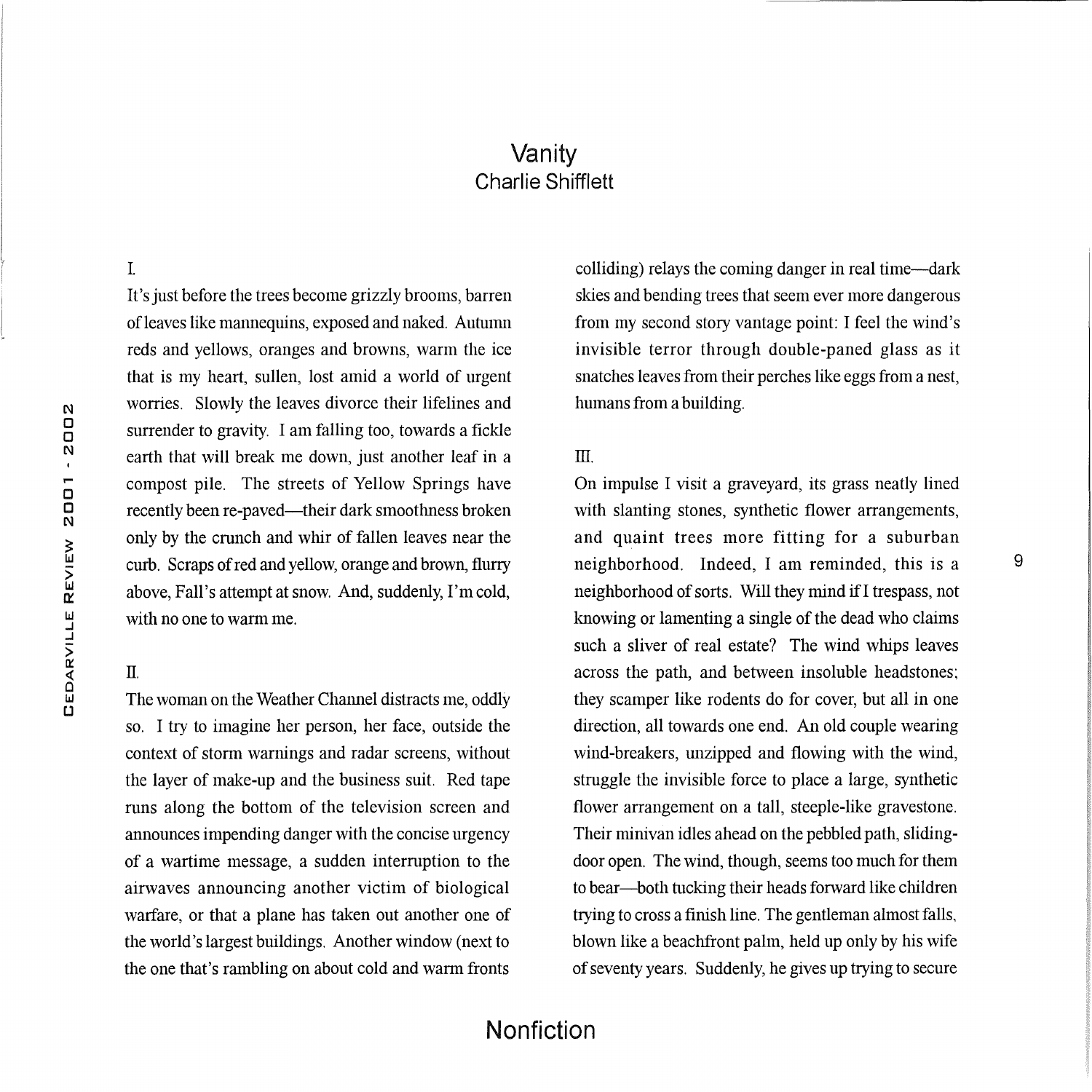# Vanity

## Charlie Shifflett

I.

It's just before the trees become grizzly brooms, barren of leaves like mannequins, exposed and naked. Autumn reds and yellows, oranges and browns, warm the ice that is my heart, sullen, lost amid a world of urgent worries. Slowly the leaves divorce their lifelines and surrender to gravity. I am falling too, towards a fickle earth that will break me down, just another leaf in a compost pile. The streets of Yellow Springs have recently been re-paved—their dark smoothness broken only by the crunch and whir of fallen leaves near the curb. Scraps of red and yellow, orange and brown, flurry above, Fall's attempt at snow. And, suddenly, I'm cold, with no one to warm me.

II.

The woman on the Weather Channel distracts me, oddly so. I try to imagine her person, her face, outside the context of storm warnings and radar screens, without the layer of make-up and the business suit. Red tape runs along the bottom of the television screen and announces impending danger with the concise urgency of a wartime message, a sudden interruption to the airwaves announcing another victim of biological warfare, or that a plane has taken out another one of the world's largest buildings. Another window (next to the one that's rambling on about cold and warm fronts colliding) relays the coming danger in real time—dark skies and bending trees that seem ever more dangerous from my second story vantage point: I feel the wind's invisible terror through double-paned glass as it snatches leaves from their perches like eggs from a nest, humans from a building.

III.

On impulse I visit a graveyard, its grass neatly lined with slanting stones, synthetic flower arrangements, and quaint trees more fitting for a suburban neighborhood. Indeed, I am reminded, this is a neighborhood of sorts. Will they mind if I trespass, not knowing or lamenting a single of the dead who claims such a sliver of real estate? The wind whips leaves across the path, and between insoluble headstones; they scamper like rodents do for cover, but all in one direction, all towards one end. An old couple wearing wind-breakers, unzipped and flowing with the wind, struggle the invisible force to place a large, synthetic flower arrangement on a tall, steeple-like gravestone. Their minivan idles ahead on the pebbled path, sliding-door open. The wind, though, seems too much for them to bear—both tucking their heads forward like children trying to cross a finish line. The gentleman almost falls, blown like a beachfront palm, held up only by his wife of seventy years. Suddenly, he gives up trying to secure

Nonfiction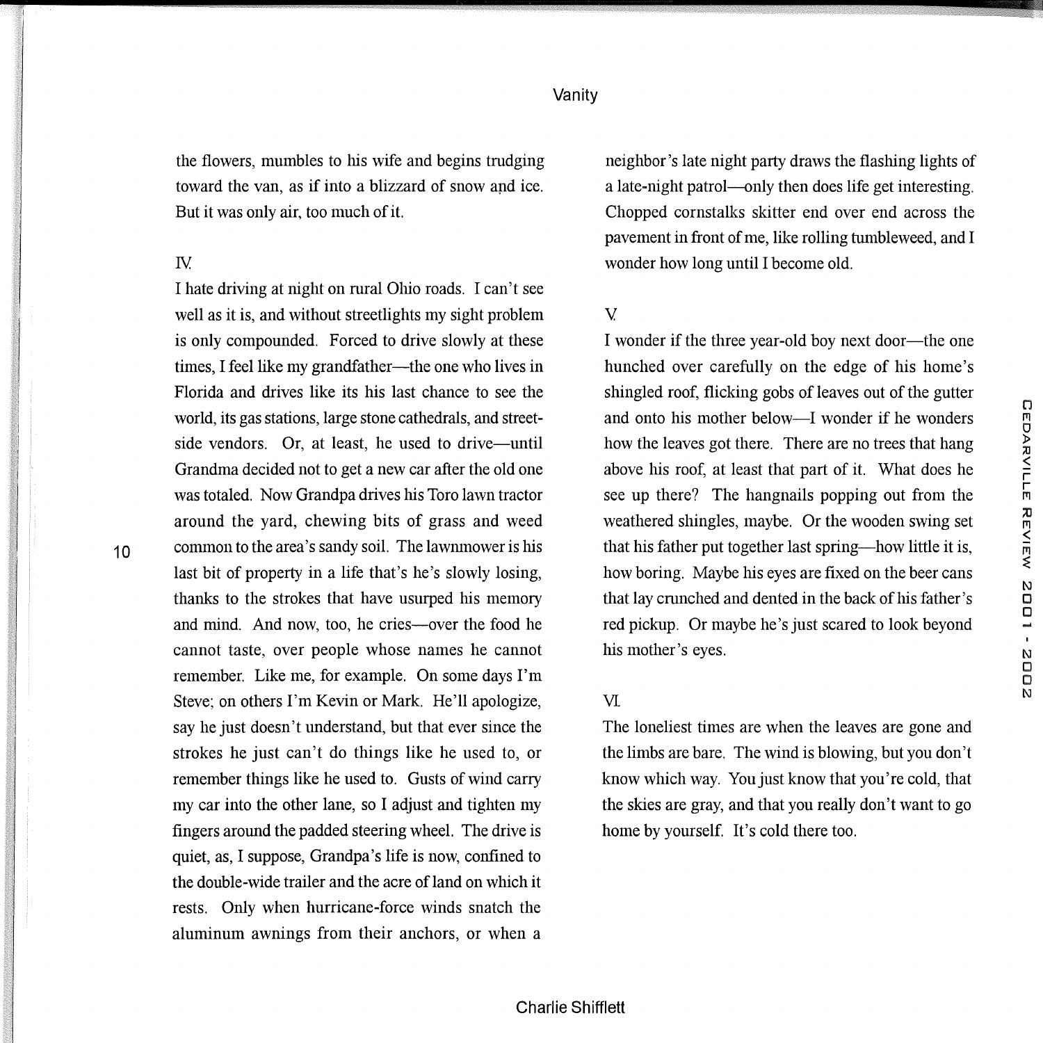the flowers, mumbles to his wife and begins trudging toward the van, as if into a blizzard of snow and ice. But it was only air, too much of it.

IV.

I hate driving at night on rural Ohio roads. I can't see well as it is, and without streetlights my sight problem is only compounded. Forced to drive slowly at these times, I feel like my grandfather—the one who lives in Florida and drives like its his last chance to see the world, its gas stations, large stone cathedrals, and street-side vendors. Or, at least, he used to drive—until Grandma decided not to get a new car after the old one was totaled. Now Grandpa drives his Toro lawn tractor around the yard, chewing bits of grass and weed common to the area's sandy soil. The lawnmower is his last bit of property in a life that's he's slowly losing, thanks to the strokes that have usurped his memory and mind. And now, too, he cries—over the food he cannot taste, over people whose names he cannot remember. Like me, for example. On some days I'm Steve; on others I'm Kevin or Mark. He'll apologize, say he just doesn't understand, but that ever since the strokes he just can't do things like he used to, or remember things like he used to. Gusts of wind carry my car into the other lane, so I adjust and tighten my fingers around the padded steering wheel. The drive is quiet, as, I suppose, Grandpa's life is now, confined to the double-wide trailer and the acre of land on which it rests. Only when hurricane-force winds snatch the aluminum awnings from their anchors, or when a neighbor's late night party draws the flashing lights of a late-night patrol—only then does life get interesting. Chopped cornstalks skitter end over end across the pavement in front of me, like rolling tumbleweed, and I wonder how long until I become old.

V.

I wonder if the three year-old boy next door—the one hunched over carefully on the edge of his home's shingled roof, flicking gobs of leaves out of the gutter and onto his mother below—I wonder if he wonders how the leaves got there. There are no trees that hang above his roof, at least that part of it. What does he see up there? The hangnails popping out from the weathered shingles, maybe. Or the wooden swing set that his father put together last spring—how little it is, how boring. Maybe his eyes are fixed on the beer cans that lay crunched and dented in the back of his father's red pickup. Or maybe he's just scared to look beyond his mother's eyes.

VI.

The loneliest times are when the leaves are gone and the limbs are bare. The wind is blowing, but you don't know which way. You just know that you're cold, that the skies are gray, and that you really don't want to go home by yourself. It's cold there too.

Charlie Shifflett